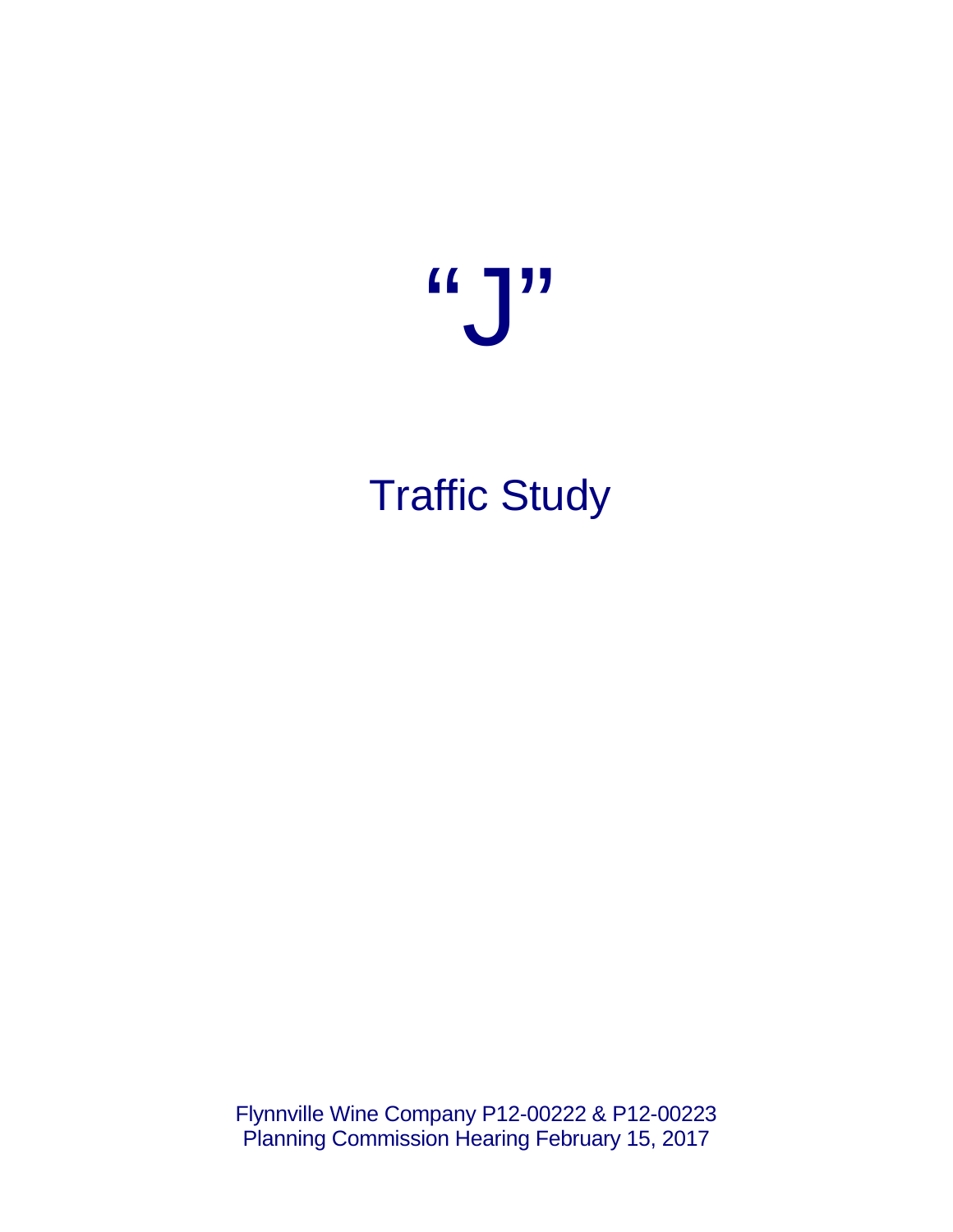# "J"

## Traffic Study

Flynnville Wine Company P12-00222 & P12-00223
Planning Commission Hearing February 15, 2017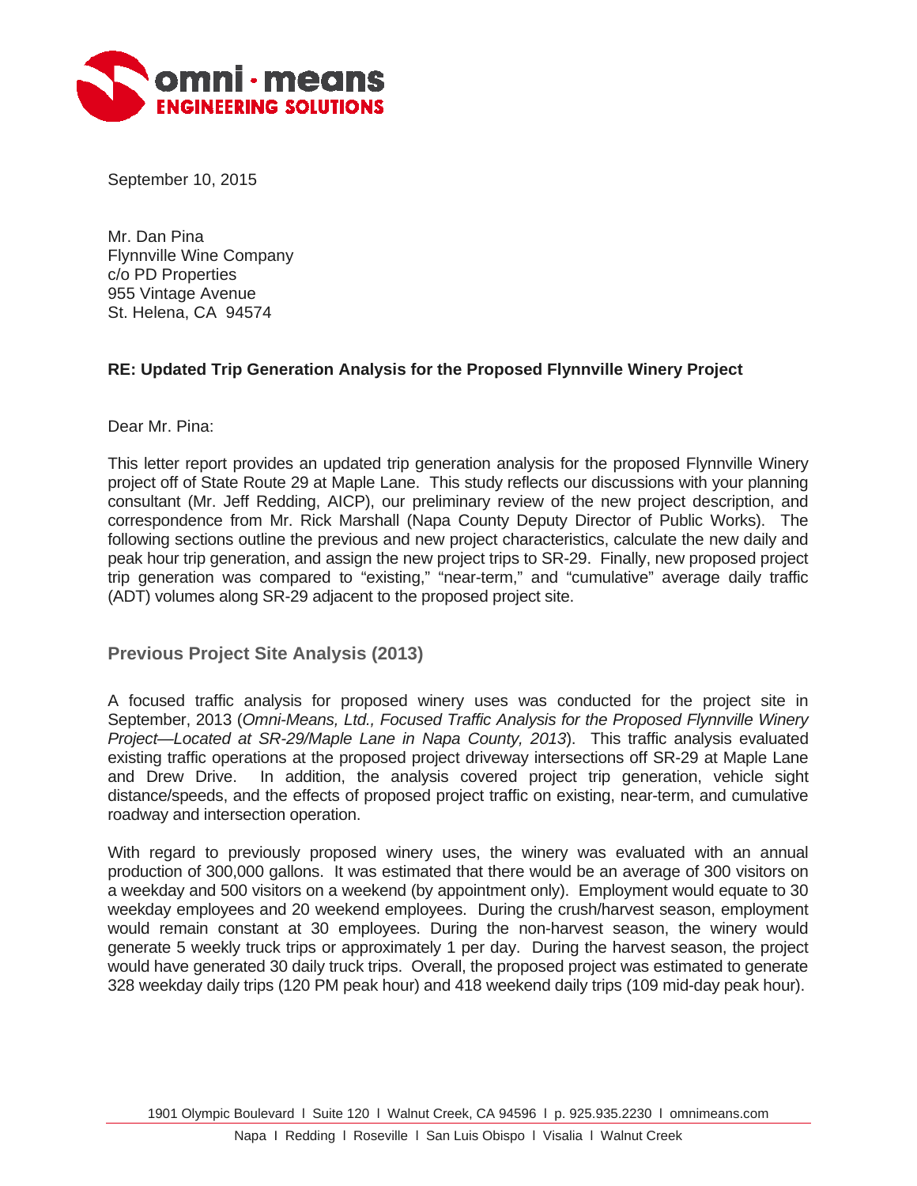September 10, 2015

Mr. Dan Pina
Flynnville Wine Company
c/o PD Properties
955 Vintage Avenue
St. Helena, CA 94574

**RE: Updated Trip Generation Analysis for the Proposed Flynnville Winery Project**

Dear Mr. Pina:

This letter report provides an updated trip generation analysis for the proposed Flynnville Winery project off of State Route 29 at Maple Lane. This study reflects our discussions with your planning consultant (Mr. Jeff Redding, AICP), our preliminary review of the new project description, and correspondence from Mr. Rick Marshall (Napa County Deputy Director of Public Works). The following sections outline the previous and new project characteristics, calculate the new daily and peak hour trip generation, and assign the new project trips to SR-29. Finally, new proposed project trip generation was compared to "existing," "near-term," and "cumulative" average daily traffic (ADT) volumes along SR-29 adjacent to the proposed project site.

## Previous Project Site Analysis (2013)

A focused traffic analysis for proposed winery uses was conducted for the project site in September, 2013 (*Omni-Means, Ltd., Focused Traffic Analysis for the Proposed Flynnville Winery Project—Located at SR-29/Maple Lane in Napa County, 2013*). This traffic analysis evaluated existing traffic operations at the proposed project driveway intersections off SR-29 at Maple Lane and Drew Drive. In addition, the analysis covered project trip generation, vehicle sight distance/speeds, and the effects of proposed project traffic on existing, near-term, and cumulative roadway and intersection operation.

With regard to previously proposed winery uses, the winery was evaluated with an annual production of 300,000 gallons. It was estimated that there would be an average of 300 visitors on a weekday and 500 visitors on a weekend (by appointment only). Employment would equate to 30 weekday employees and 20 weekend employees. During the crush/harvest season, employment would remain constant at 30 employees. During the non-harvest season, the winery would generate 5 weekly truck trips or approximately 1 per day. During the harvest season, the project would have generated 30 daily truck trips. Overall, the proposed project was estimated to generate 328 weekday daily trips (120 PM peak hour) and 418 weekend daily trips (109 mid-day peak hour).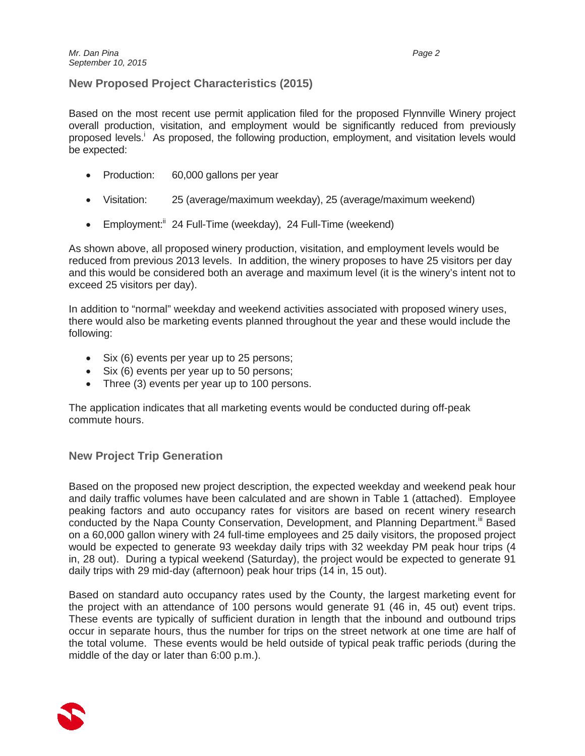## New Proposed Project Characteristics (2015)

Based on the most recent use permit application filed for the proposed Flynnville Winery project overall production, visitation, and employment would be significantly reduced from previously proposed levels.[i] As proposed, the following production, employment, and visitation levels would be expected:

- Production: 60,000 gallons per year
- Visitation: 25 (average/maximum weekday), 25 (average/maximum weekend)
- Employment:[ii] 24 Full-Time (weekday), 24 Full-Time (weekend)

As shown above, all proposed winery production, visitation, and employment levels would be reduced from previous 2013 levels. In addition, the winery proposes to have 25 visitors per day and this would be considered both an average and maximum level (it is the winery's intent not to exceed 25 visitors per day).

In addition to "normal" weekday and weekend activities associated with proposed winery uses, there would also be marketing events planned throughout the year and these would include the following:

- Six (6) events per year up to 25 persons;
- Six (6) events per year up to 50 persons;
- Three (3) events per year up to 100 persons.

The application indicates that all marketing events would be conducted during off-peak commute hours.

## New Project Trip Generation

Based on the proposed new project description, the expected weekday and weekend peak hour and daily traffic volumes have been calculated and are shown in Table 1 (attached). Employee peaking factors and auto occupancy rates for visitors are based on recent winery research conducted by the Napa County Conservation, Development, and Planning Department.[iii] Based on a 60,000 gallon winery with 24 full-time employees and 25 daily visitors, the proposed project would be expected to generate 93 weekday daily trips with 32 weekday PM peak hour trips (4 in, 28 out). During a typical weekend (Saturday), the project would be expected to generate 91 daily trips with 29 mid-day (afternoon) peak hour trips (14 in, 15 out).

Based on standard auto occupancy rates used by the County, the largest marketing event for the project with an attendance of 100 persons would generate 91 (46 in, 45 out) event trips. These events are typically of sufficient duration in length that the inbound and outbound trips occur in separate hours, thus the number for trips on the street network at one time are half of the total volume. These events would be held outside of typical peak traffic periods (during the middle of the day or later than 6:00 p.m.).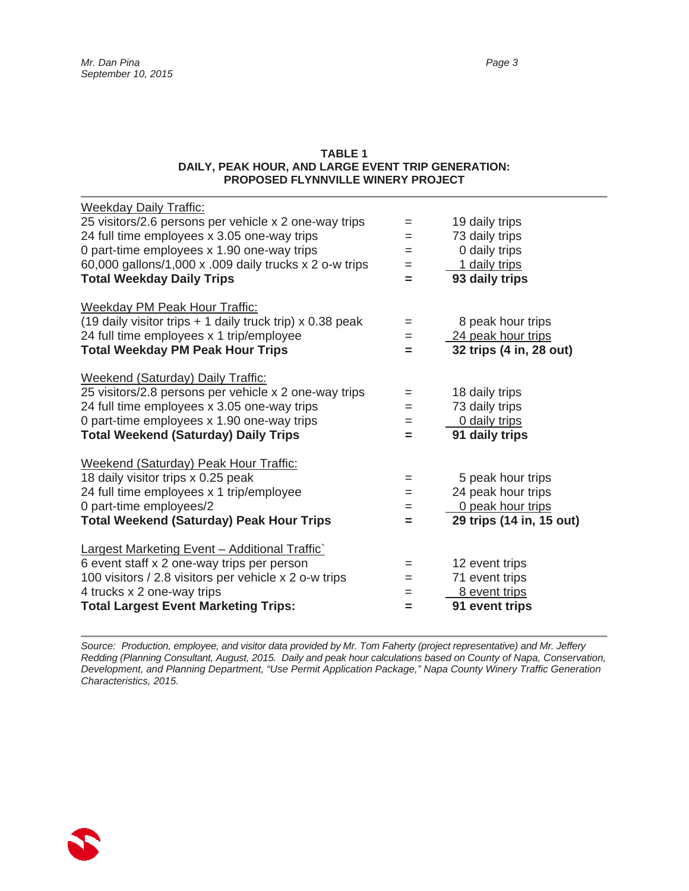**TABLE 1**
**DAILY, PEAK HOUR, AND LARGE EVENT TRIP GENERATION:**
**PROPOSED FLYNNVILLE WINERY PROJECT**

| | | |
|---|---|---|
| Weekday Daily Traffic: | | |
| 25 visitors/2.6 persons per vehicle x 2 one-way trips | = | 19 daily trips |
| 24 full time employees x 3.05 one-way trips | = | 73 daily trips |
| 0 part-time employees x 1.90 one-way trips | = | 0 daily trips |
| 60,000 gallons/1,000 x .009 daily trucks x 2 o-w trips | = | 1 daily trips |
| **Total Weekday Daily Trips** | **=** | **93 daily trips** |
| | | |
| Weekday PM Peak Hour Traffic: | | |
| (19 daily visitor trips + 1 daily truck trip) x 0.38 peak | = | 8 peak hour trips |
| 24 full time employees x 1 trip/employee | = | 24 peak hour trips |
| **Total Weekday PM Peak Hour Trips** | **=** | **32 trips (4 in, 28 out)** |
| | | |
| Weekend (Saturday) Daily Traffic: | | |
| 25 visitors/2.8 persons per vehicle x 2 one-way trips | = | 18 daily trips |
| 24 full time employees x 3.05 one-way trips | = | 73 daily trips |
| 0 part-time employees x 1.90 one-way trips | = | 0 daily trips |
| **Total Weekend (Saturday) Daily Trips** | **=** | **91 daily trips** |
| | | |
| Weekend (Saturday) Peak Hour Traffic: | | |
| 18 daily visitor trips x 0.25 peak | = | 5 peak hour trips |
| 24 full time employees x 1 trip/employee | = | 24 peak hour trips |
| 0 part-time employees/2 | = | 0 peak hour trips |
| **Total Weekend (Saturday) Peak Hour Trips** | **=** | **29 trips (14 in, 15 out)** |
| | | |
| Largest Marketing Event – Additional Traffic` | | |
| 6 event staff x 2 one-way trips per person | = | 12 event trips |
| 100 visitors / 2.8 visitors per vehicle x 2 o-w trips | = | 71 event trips |
| 4 trucks x 2 one-way trips | = | 8 event trips |
| **Total Largest Event Marketing Trips:** | **=** | **91 event trips** |

*Source: Production, employee, and visitor data provided by Mr. Tom Faherty (project representative) and Mr. Jeffery Redding (Planning Consultant, August, 2015. Daily and peak hour calculations based on County of Napa, Conservation, Development, and Planning Department, "Use Permit Application Package," Napa County Winery Traffic Generation Characteristics, 2015.*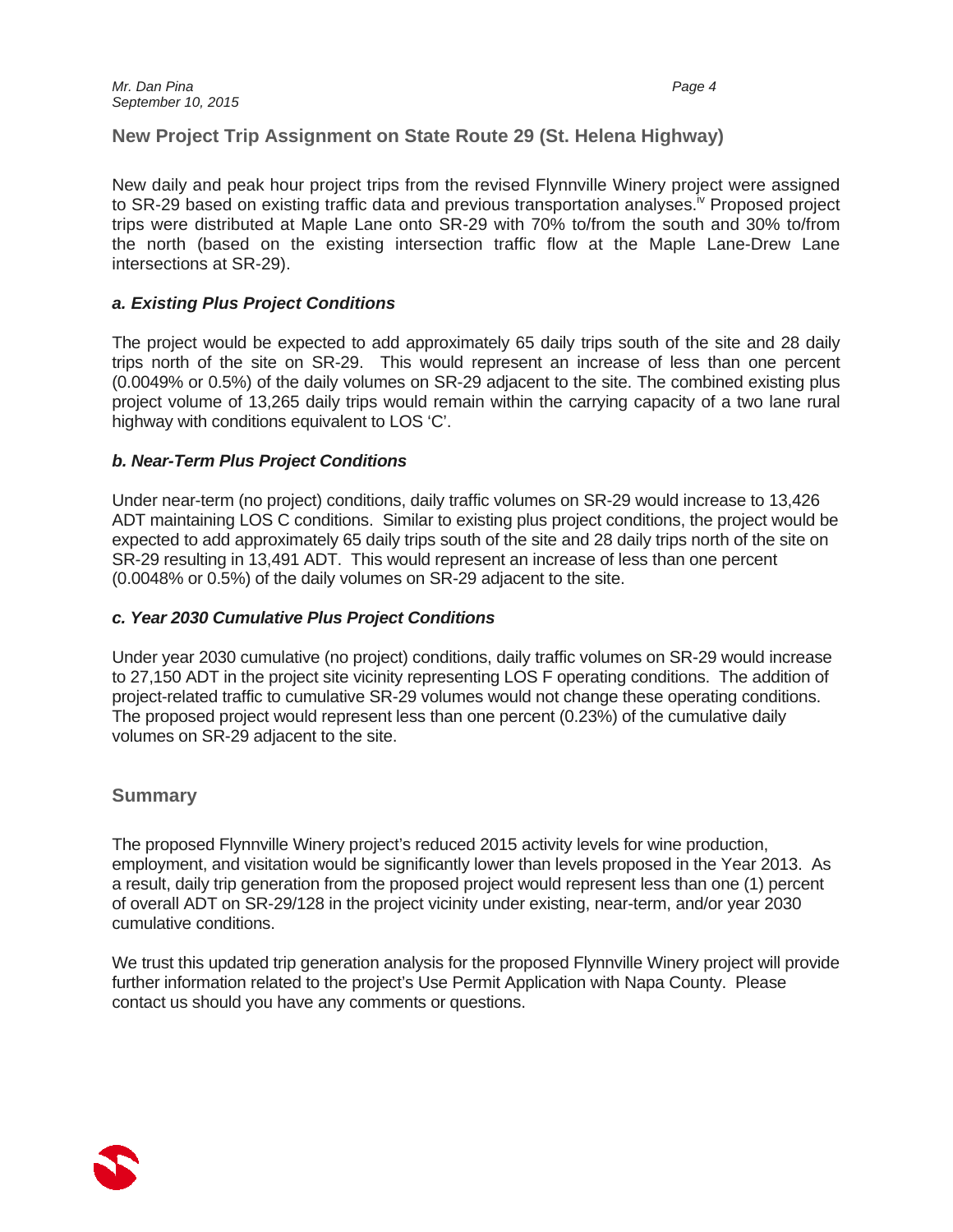## New Project Trip Assignment on State Route 29 (St. Helena Highway)

New daily and peak hour project trips from the revised Flynnville Winery project were assigned to SR-29 based on existing traffic data and previous transportation analyses.[iv] Proposed project trips were distributed at Maple Lane onto SR-29 with 70% to/from the south and 30% to/from the north (based on the existing intersection traffic flow at the Maple Lane-Drew Lane intersections at SR-29).

### *a. Existing Plus Project Conditions*

The project would be expected to add approximately 65 daily trips south of the site and 28 daily trips north of the site on SR-29. This would represent an increase of less than one percent (0.0049% or 0.5%) of the daily volumes on SR-29 adjacent to the site. The combined existing plus project volume of 13,265 daily trips would remain within the carrying capacity of a two lane rural highway with conditions equivalent to LOS 'C'.

### *b. Near-Term Plus Project Conditions*

Under near-term (no project) conditions, daily traffic volumes on SR-29 would increase to 13,426 ADT maintaining LOS C conditions. Similar to existing plus project conditions, the project would be expected to add approximately 65 daily trips south of the site and 28 daily trips north of the site on SR-29 resulting in 13,491 ADT. This would represent an increase of less than one percent (0.0048% or 0.5%) of the daily volumes on SR-29 adjacent to the site.

### *c. Year 2030 Cumulative Plus Project Conditions*

Under year 2030 cumulative (no project) conditions, daily traffic volumes on SR-29 would increase to 27,150 ADT in the project site vicinity representing LOS F operating conditions. The addition of project-related traffic to cumulative SR-29 volumes would not change these operating conditions. The proposed project would represent less than one percent (0.23%) of the cumulative daily volumes on SR-29 adjacent to the site.

## Summary

The proposed Flynnville Winery project's reduced 2015 activity levels for wine production, employment, and visitation would be significantly lower than levels proposed in the Year 2013. As a result, daily trip generation from the proposed project would represent less than one (1) percent of overall ADT on SR-29/128 in the project vicinity under existing, near-term, and/or year 2030 cumulative conditions.

We trust this updated trip generation analysis for the proposed Flynnville Winery project will provide further information related to the project's Use Permit Application with Napa County. Please contact us should you have any comments or questions.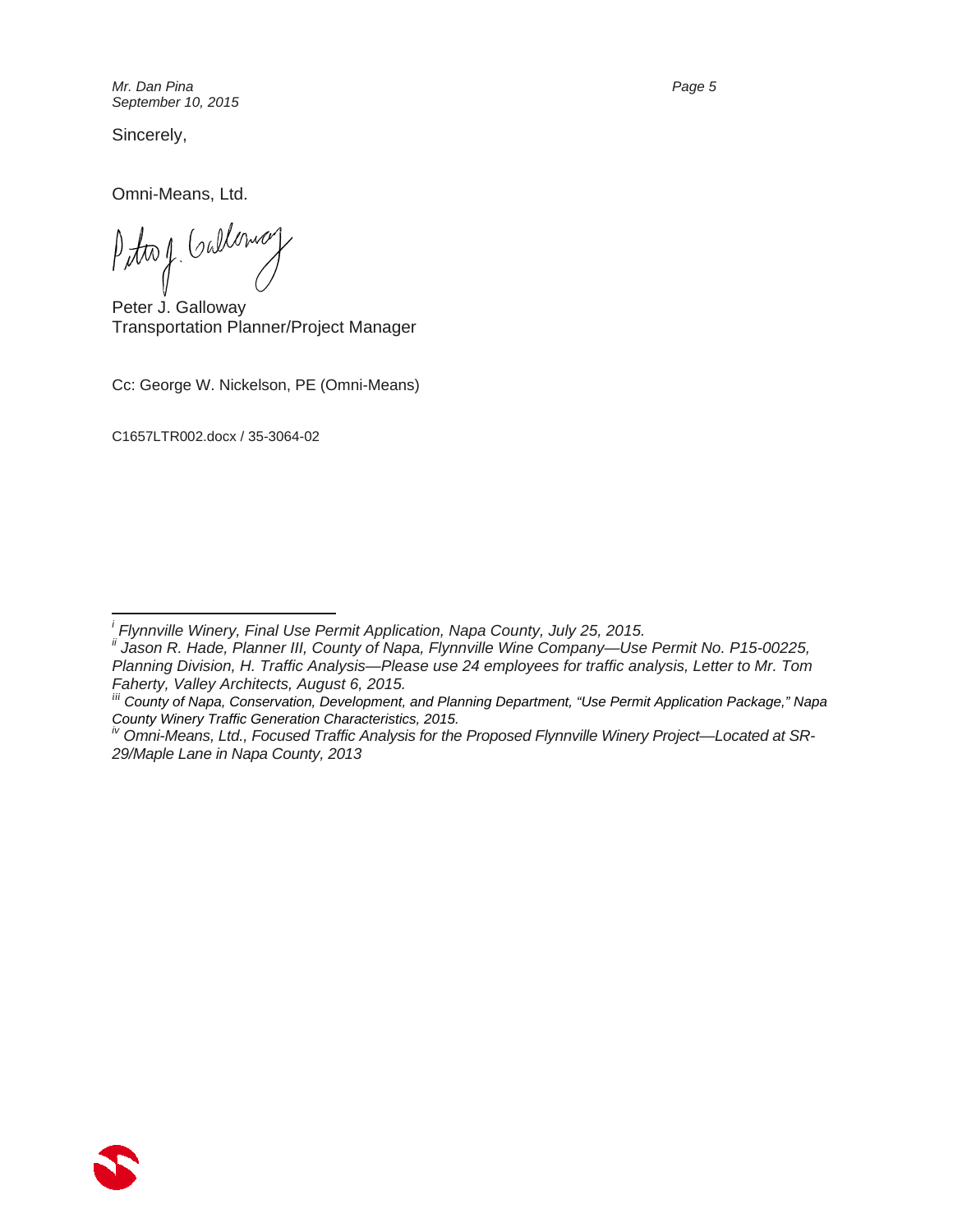Sincerely,

Omni-Means, Ltd.

Peter J. Galloway
Transportation Planner/Project Manager

Cc: George W. Nickelson, PE (Omni-Means)

C1657LTR002.docx / 35-3064-02

---

[i] *Flynnville Winery, Final Use Permit Application, Napa County, July 25, 2015.*

[ii] *Jason R. Hade, Planner III, County of Napa, Flynnville Wine Company—Use Permit No. P15-00225, Planning Division, H. Traffic Analysis—Please use 24 employees for traffic analysis, Letter to Mr. Tom Faherty, Valley Architects, August 6, 2015.*

[iii] *County of Napa, Conservation, Development, and Planning Department, "Use Permit Application Package," Napa County Winery Traffic Generation Characteristics, 2015.*

[iv] *Omni-Means, Ltd., Focused Traffic Analysis for the Proposed Flynnville Winery Project—Located at SR-29/Maple Lane in Napa County, 2013*